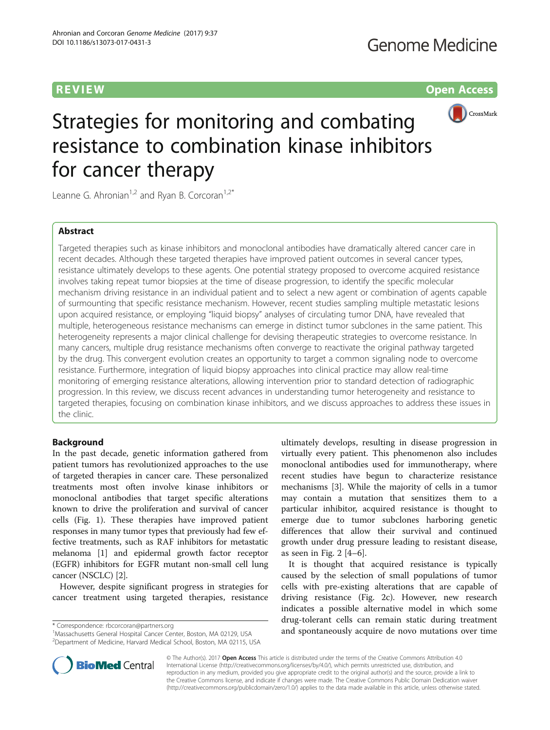REVIEW Open Access

# Strategies for monitoring and combating resistance to combination kinase inhibitors for cancer therapy

Leanne G. Ahronian[1,2] and Ryan B. Corcoran[1,2*]

## Abstract

Targeted therapies such as kinase inhibitors and monoclonal antibodies have dramatically altered cancer care in recent decades. Although these targeted therapies have improved patient outcomes in several cancer types, resistance ultimately develops to these agents. One potential strategy proposed to overcome acquired resistance involves taking repeat tumor biopsies at the time of disease progression, to identify the specific molecular mechanism driving resistance in an individual patient and to select a new agent or combination of agents capable of surmounting that specific resistance mechanism. However, recent studies sampling multiple metastatic lesions upon acquired resistance, or employing "liquid biopsy" analyses of circulating tumor DNA, have revealed that multiple, heterogeneous resistance mechanisms can emerge in distinct tumor subclones in the same patient. This heterogeneity represents a major clinical challenge for devising therapeutic strategies to overcome resistance. In many cancers, multiple drug resistance mechanisms often converge to reactivate the original pathway targeted by the drug. This convergent evolution creates an opportunity to target a common signaling node to overcome resistance. Furthermore, integration of liquid biopsy approaches into clinical practice may allow real-time monitoring of emerging resistance alterations, allowing intervention prior to standard detection of radiographic progression. In this review, we discuss recent advances in understanding tumor heterogeneity and resistance to targeted therapies, focusing on combination kinase inhibitors, and we discuss approaches to address these issues in the clinic.

## Background

In the past decade, genetic information gathered from patient tumors has revolutionized approaches to the use of targeted therapies in cancer care. These personalized treatments most often involve kinase inhibitors or monoclonal antibodies that target specific alterations known to drive the proliferation and survival of cancer cells (Fig. 1). These therapies have improved patient responses in many tumor types that previously had few effective treatments, such as RAF inhibitors for metastatic melanoma [1] and epidermal growth factor receptor (EGFR) inhibitors for EGFR mutant non-small cell lung cancer (NSCLC) [2].

However, despite significant progress in strategies for cancer treatment using targeted therapies, resistance ultimately develops, resulting in disease progression in virtually every patient. This phenomenon also includes monoclonal antibodies used for immunotherapy, where recent studies have begun to characterize resistance mechanisms [3]. While the majority of cells in a tumor may contain a mutation that sensitizes them to a particular inhibitor, acquired resistance is thought to emerge due to tumor subclones harboring genetic differences that allow their survival and continued growth under drug pressure leading to resistant disease, as seen in Fig. 2 [4–6].

It is thought that acquired resistance is typically caused by the selection of small populations of tumor cells with pre-existing alterations that are capable of driving resistance (Fig. 2c). However, new research indicates a possible alternative model in which some drug-tolerant cells can remain static during treatment and spontaneously acquire de novo mutations over time

\* Correspondence: rbcorcoran@partners.org
[1]Massachusetts General Hospital Cancer Center, Boston, MA 02129, USA
[2]Department of Medicine, Harvard Medical School, Boston, MA 02115, USA

© The Author(s). 2017 **Open Access** This article is distributed under the terms of the Creative Commons Attribution 4.0 International License (http://creativecommons.org/licenses/by/4.0/), which permits unrestricted use, distribution, and reproduction in any medium, provided you give appropriate credit to the original author(s) and the source, provide a link to the Creative Commons license, and indicate if changes were made. The Creative Commons Public Domain Dedication waiver (http://creativecommons.org/publicdomain/zero/1.0/) applies to the data made available in this article, unless otherwise stated.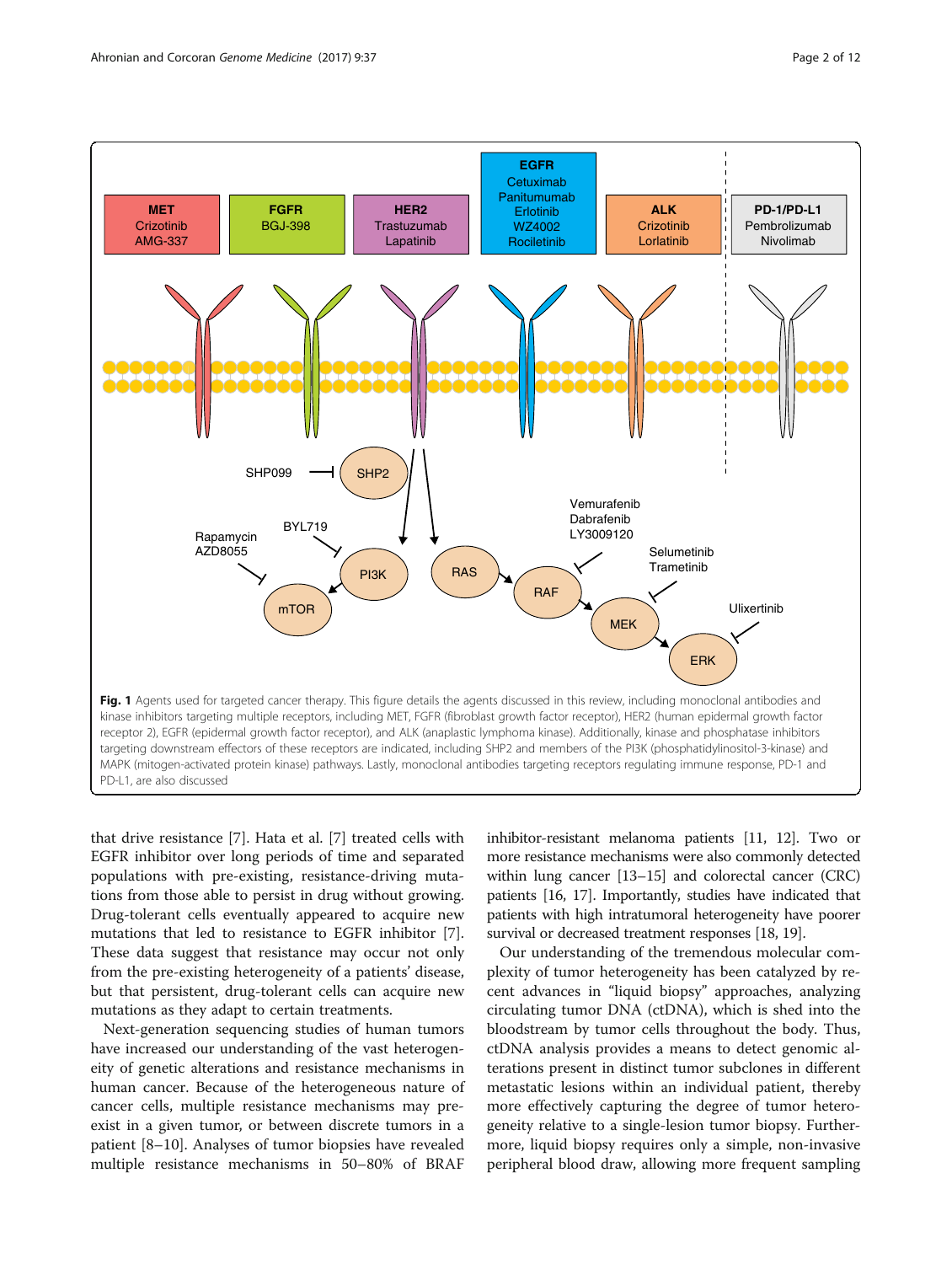Fig. 1 Agents used for targeted cancer therapy. This figure details the agents discussed in this review, including monoclonal antibodies and kinase inhibitors targeting multiple receptors, including MET, FGFR (fibroblast growth factor receptor), HER2 (human epidermal growth factor receptor 2), EGFR (epidermal growth factor receptor), and ALK (anaplastic lymphoma kinase). Additionally, kinase and phosphatase inhibitors targeting downstream effectors of these receptors are indicated, including SHP2 and members of the PI3K (phosphatidylinositol-3-kinase) and MAPK (mitogen-activated protein kinase) pathways. Lastly, monoclonal antibodies targeting receptors regulating immune response, PD-1 and PD-L1, are also discussed

that drive resistance [7]. Hata et al. [7] treated cells with EGFR inhibitor over long periods of time and separated populations with pre-existing, resistance-driving mutations from those able to persist in drug without growing. Drug-tolerant cells eventually appeared to acquire new mutations that led to resistance to EGFR inhibitor [7]. These data suggest that resistance may occur not only from the pre-existing heterogeneity of a patients' disease, but that persistent, drug-tolerant cells can acquire new mutations as they adapt to certain treatments.

Next-generation sequencing studies of human tumors have increased our understanding of the vast heterogeneity of genetic alterations and resistance mechanisms in human cancer. Because of the heterogeneous nature of cancer cells, multiple resistance mechanisms may pre-exist in a given tumor, or between discrete tumors in a patient [8–10]. Analyses of tumor biopsies have revealed multiple resistance mechanisms in 50–80% of BRAF inhibitor-resistant melanoma patients [11, 12]. Two or more resistance mechanisms were also commonly detected within lung cancer [13–15] and colorectal cancer (CRC) patients [16, 17]. Importantly, studies have indicated that patients with high intratumoral heterogeneity have poorer survival or decreased treatment responses [18, 19].

Our understanding of the tremendous molecular complexity of tumor heterogeneity has been catalyzed by recent advances in "liquid biopsy" approaches, analyzing circulating tumor DNA (ctDNA), which is shed into the bloodstream by tumor cells throughout the body. Thus, ctDNA analysis provides a means to detect genomic alterations present in distinct tumor subclones in different metastatic lesions within an individual patient, thereby more effectively capturing the degree of tumor heterogeneity relative to a single-lesion tumor biopsy. Furthermore, liquid biopsy requires only a simple, non-invasive peripheral blood draw, allowing more frequent sampling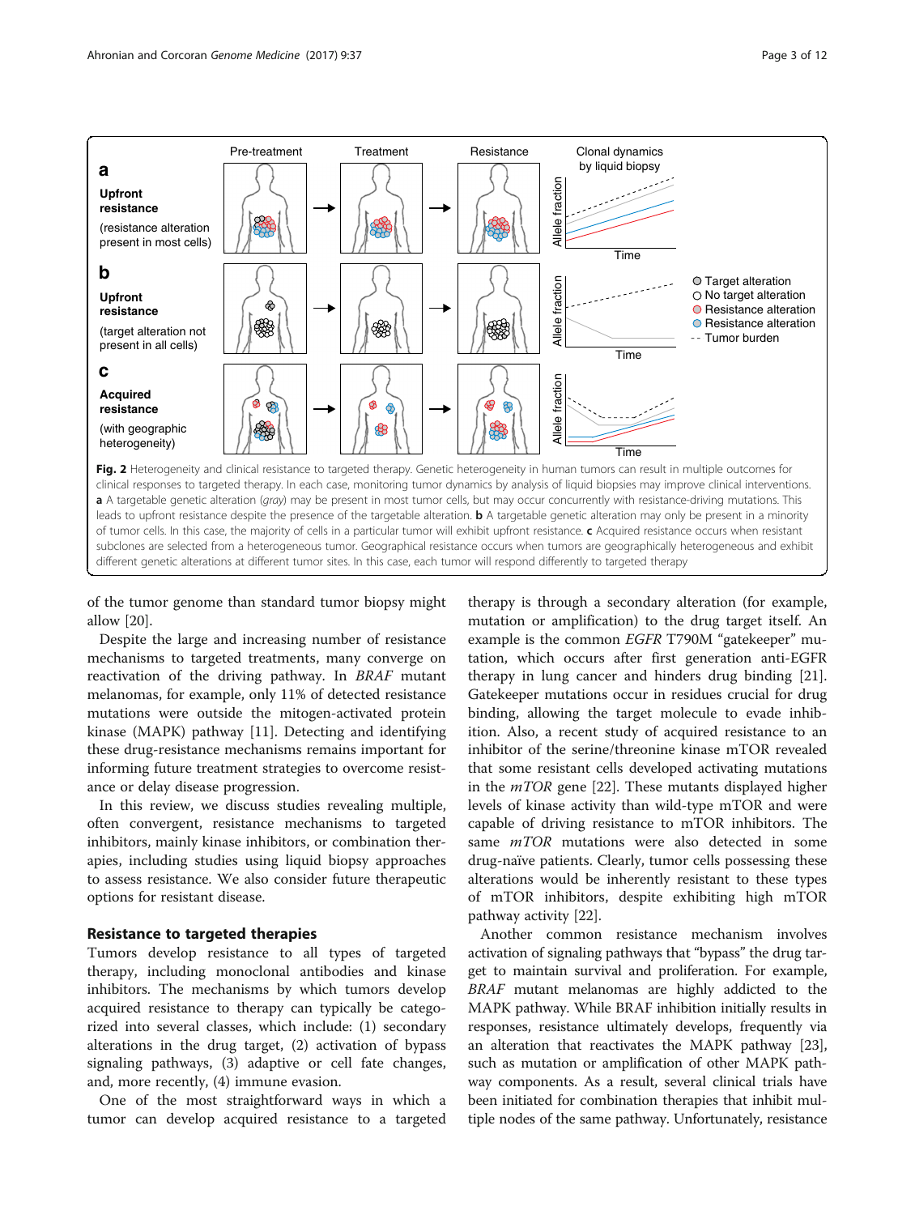Fig. 2 Heterogeneity and clinical resistance to targeted therapy. Genetic heterogeneity in human tumors can result in multiple outcomes for clinical responses to targeted therapy. In each case, monitoring tumor dynamics by analysis of liquid biopsies may improve clinical interventions. **a** A targetable genetic alteration (*gray*) may be present in most tumor cells, but may occur concurrently with resistance-driving mutations. This leads to upfront resistance despite the presence of the targetable alteration. **b** A targetable genetic alteration may only be present in a minority of tumor cells. In this case, the majority of cells in a particular tumor will exhibit upfront resistance. **c** Acquired resistance occurs when resistant subclones are selected from a heterogeneous tumor. Geographical resistance occurs when tumors are geographically heterogeneous and exhibit different genetic alterations at different tumor sites. In this case, each tumor will respond differently to targeted therapy

of the tumor genome than standard tumor biopsy might allow [20].

Despite the large and increasing number of resistance mechanisms to targeted treatments, many converge on reactivation of the driving pathway. In *BRAF* mutant melanomas, for example, only 11% of detected resistance mutations were outside the mitogen-activated protein kinase (MAPK) pathway [11]. Detecting and identifying these drug-resistance mechanisms remains important for informing future treatment strategies to overcome resistance or delay disease progression.

In this review, we discuss studies revealing multiple, often convergent, resistance mechanisms to targeted inhibitors, mainly kinase inhibitors, or combination therapies, including studies using liquid biopsy approaches to assess resistance. We also consider future therapeutic options for resistant disease.

## Resistance to targeted therapies

Tumors develop resistance to all types of targeted therapy, including monoclonal antibodies and kinase inhibitors. The mechanisms by which tumors develop acquired resistance to therapy can typically be categorized into several classes, which include: (1) secondary alterations in the drug target, (2) activation of bypass signaling pathways, (3) adaptive or cell fate changes, and, more recently, (4) immune evasion.

One of the most straightforward ways in which a tumor can develop acquired resistance to a targeted therapy is through a secondary alteration (for example, mutation or amplification) to the drug target itself. An example is the common *EGFR* T790M "gatekeeper" mutation, which occurs after first generation anti-EGFR therapy in lung cancer and hinders drug binding [21]. Gatekeeper mutations occur in residues crucial for drug binding, allowing the target molecule to evade inhibition. Also, a recent study of acquired resistance to an inhibitor of the serine/threonine kinase mTOR revealed that some resistant cells developed activating mutations in the *mTOR* gene [22]. These mutants displayed higher levels of kinase activity than wild-type mTOR and were capable of driving resistance to mTOR inhibitors. The same *mTOR* mutations were also detected in some drug-naïve patients. Clearly, tumor cells possessing these alterations would be inherently resistant to these types of mTOR inhibitors, despite exhibiting high mTOR pathway activity [22].

Another common resistance mechanism involves activation of signaling pathways that "bypass" the drug target to maintain survival and proliferation. For example, *BRAF* mutant melanomas are highly addicted to the MAPK pathway. While BRAF inhibition initially results in responses, resistance ultimately develops, frequently via an alteration that reactivates the MAPK pathway [23], such as mutation or amplification of other MAPK pathway components. As a result, several clinical trials have been initiated for combination therapies that inhibit multiple nodes of the same pathway. Unfortunately, resistance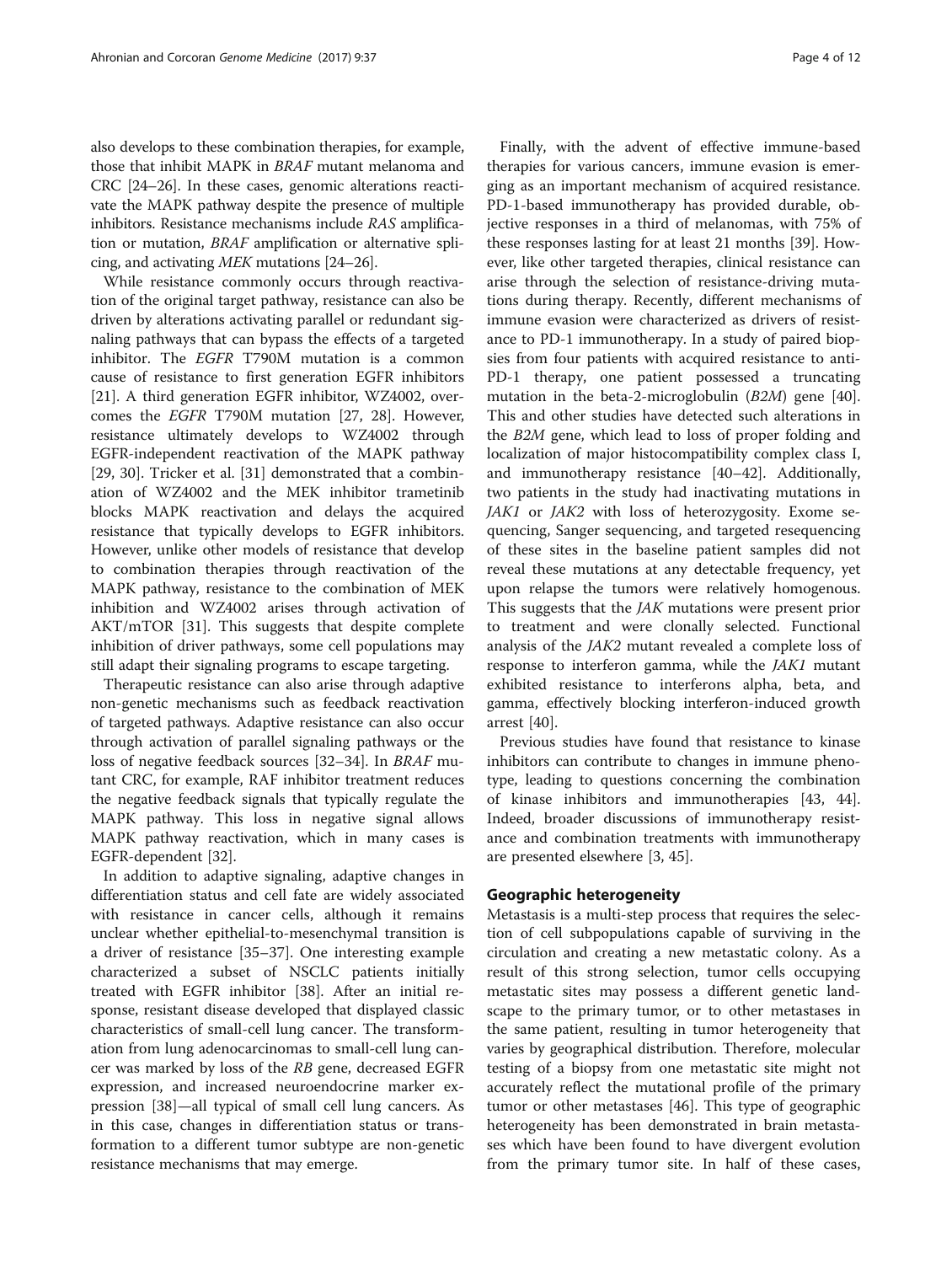also develops to these combination therapies, for example, those that inhibit MAPK in *BRAF* mutant melanoma and CRC [24–26]. In these cases, genomic alterations reactivate the MAPK pathway despite the presence of multiple inhibitors. Resistance mechanisms include *RAS* amplification or mutation, *BRAF* amplification or alternative splicing, and activating *MEK* mutations [24–26].

While resistance commonly occurs through reactivation of the original target pathway, resistance can also be driven by alterations activating parallel or redundant signaling pathways that can bypass the effects of a targeted inhibitor. The *EGFR* T790M mutation is a common cause of resistance to first generation EGFR inhibitors [21]. A third generation EGFR inhibitor, WZ4002, overcomes the *EGFR* T790M mutation [27, 28]. However, resistance ultimately develops to WZ4002 through EGFR-independent reactivation of the MAPK pathway [29, 30]. Tricker et al. [31] demonstrated that a combination of WZ4002 and the MEK inhibitor trametinib blocks MAPK reactivation and delays the acquired resistance that typically develops to EGFR inhibitors. However, unlike other models of resistance that develop to combination therapies through reactivation of the MAPK pathway, resistance to the combination of MEK inhibition and WZ4002 arises through activation of AKT/mTOR [31]. This suggests that despite complete inhibition of driver pathways, some cell populations may still adapt their signaling programs to escape targeting.

Therapeutic resistance can also arise through adaptive non-genetic mechanisms such as feedback reactivation of targeted pathways. Adaptive resistance can also occur through activation of parallel signaling pathways or the loss of negative feedback sources [32–34]. In *BRAF* mutant CRC, for example, RAF inhibitor treatment reduces the negative feedback signals that typically regulate the MAPK pathway. This loss in negative signal allows MAPK pathway reactivation, which in many cases is EGFR-dependent [32].

In addition to adaptive signaling, adaptive changes in differentiation status and cell fate are widely associated with resistance in cancer cells, although it remains unclear whether epithelial-to-mesenchymal transition is a driver of resistance [35–37]. One interesting example characterized a subset of NSCLC patients initially treated with EGFR inhibitor [38]. After an initial response, resistant disease developed that displayed classic characteristics of small-cell lung cancer. The transformation from lung adenocarcinomas to small-cell lung cancer was marked by loss of the *RB* gene, decreased EGFR expression, and increased neuroendocrine marker expression [38]—all typical of small cell lung cancers. As in this case, changes in differentiation status or transformation to a different tumor subtype are non-genetic resistance mechanisms that may emerge.

Finally, with the advent of effective immune-based therapies for various cancers, immune evasion is emerging as an important mechanism of acquired resistance. PD-1-based immunotherapy has provided durable, objective responses in a third of melanomas, with 75% of these responses lasting for at least 21 months [39]. However, like other targeted therapies, clinical resistance can arise through the selection of resistance-driving mutations during therapy. Recently, different mechanisms of immune evasion were characterized as drivers of resistance to PD-1 immunotherapy. In a study of paired biopsies from four patients with acquired resistance to anti-PD-1 therapy, one patient possessed a truncating mutation in the beta-2-microglobulin (*B2M*) gene [40]. This and other studies have detected such alterations in the *B2M* gene, which lead to loss of proper folding and localization of major histocompatibility complex class I, and immunotherapy resistance [40–42]. Additionally, two patients in the study had inactivating mutations in *JAK1* or *JAK2* with loss of heterozygosity. Exome sequencing, Sanger sequencing, and targeted resequencing of these sites in the baseline patient samples did not reveal these mutations at any detectable frequency, yet upon relapse the tumors were relatively homogenous. This suggests that the *JAK* mutations were present prior to treatment and were clonally selected. Functional analysis of the *JAK2* mutant revealed a complete loss of response to interferon gamma, while the *JAK1* mutant exhibited resistance to interferons alpha, beta, and gamma, effectively blocking interferon-induced growth arrest [40].

Previous studies have found that resistance to kinase inhibitors can contribute to changes in immune phenotype, leading to questions concerning the combination of kinase inhibitors and immunotherapies [43, 44]. Indeed, broader discussions of immunotherapy resistance and combination treatments with immunotherapy are presented elsewhere [3, 45].

## Geographic heterogeneity

Metastasis is a multi-step process that requires the selection of cell subpopulations capable of surviving in the circulation and creating a new metastatic colony. As a result of this strong selection, tumor cells occupying metastatic sites may possess a different genetic landscape to the primary tumor, or to other metastases in the same patient, resulting in tumor heterogeneity that varies by geographical distribution. Therefore, molecular testing of a biopsy from one metastatic site might not accurately reflect the mutational profile of the primary tumor or other metastases [46]. This type of geographic heterogeneity has been demonstrated in brain metastases which have been found to have divergent evolution from the primary tumor site. In half of these cases,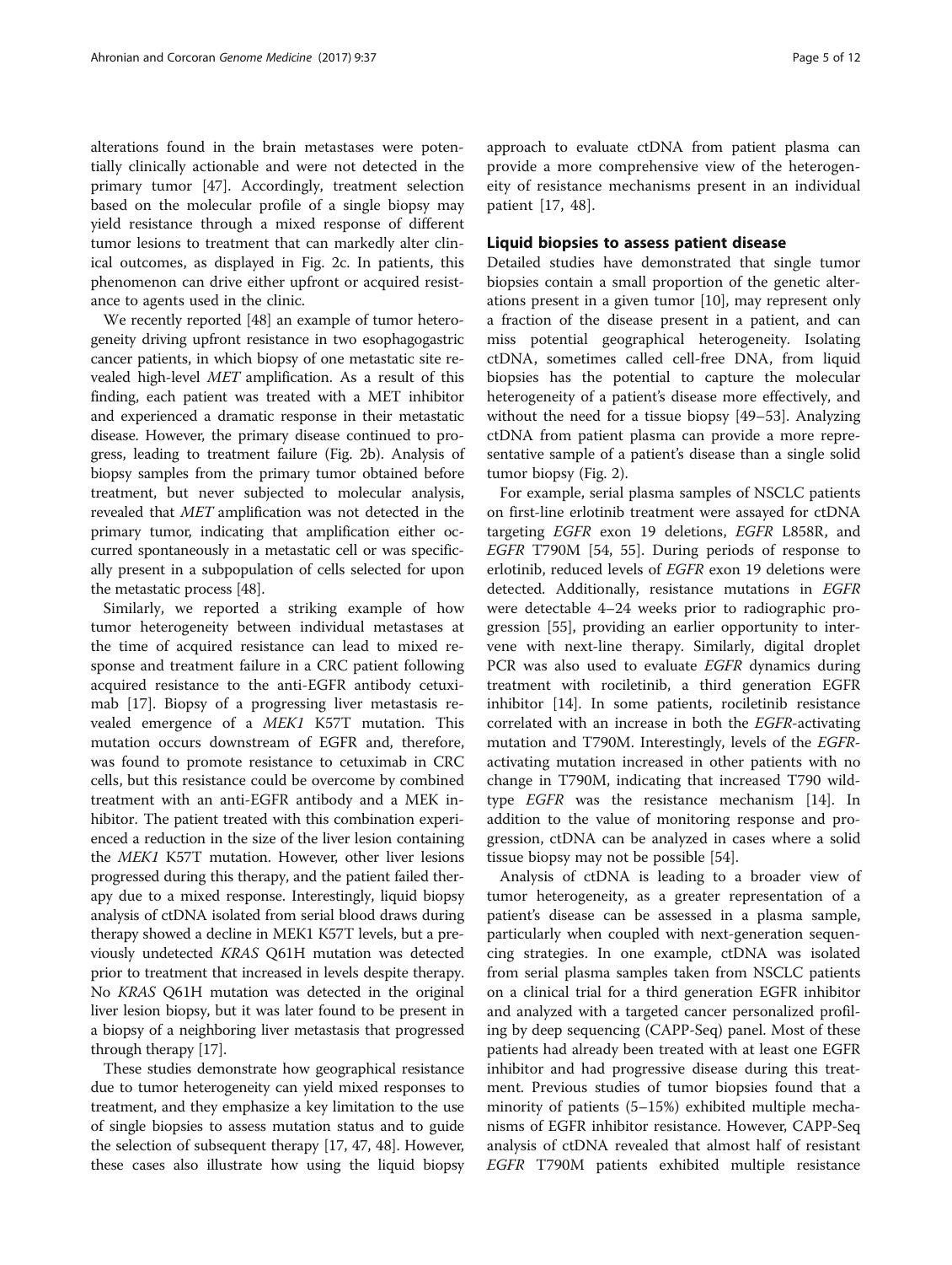alterations found in the brain metastases were potentially clinically actionable and were not detected in the primary tumor [47]. Accordingly, treatment selection based on the molecular profile of a single biopsy may yield resistance through a mixed response of different tumor lesions to treatment that can markedly alter clinical outcomes, as displayed in Fig. 2c. In patients, this phenomenon can drive either upfront or acquired resistance to agents used in the clinic.

We recently reported [48] an example of tumor heterogeneity driving upfront resistance in two esophagogastric cancer patients, in which biopsy of one metastatic site revealed high-level *MET* amplification. As a result of this finding, each patient was treated with a MET inhibitor and experienced a dramatic response in their metastatic disease. However, the primary disease continued to progress, leading to treatment failure (Fig. 2b). Analysis of biopsy samples from the primary tumor obtained before treatment, but never subjected to molecular analysis, revealed that *MET* amplification was not detected in the primary tumor, indicating that amplification either occurred spontaneously in a metastatic cell or was specifically present in a subpopulation of cells selected for upon the metastatic process [48].

Similarly, we reported a striking example of how tumor heterogeneity between individual metastases at the time of acquired resistance can lead to mixed response and treatment failure in a CRC patient following acquired resistance to the anti-EGFR antibody cetuximab [17]. Biopsy of a progressing liver metastasis revealed emergence of a *MEK1* K57T mutation. This mutation occurs downstream of EGFR and, therefore, was found to promote resistance to cetuximab in CRC cells, but this resistance could be overcome by combined treatment with an anti-EGFR antibody and a MEK inhibitor. The patient treated with this combination experienced a reduction in the size of the liver lesion containing the *MEK1* K57T mutation. However, other liver lesions progressed during this therapy, and the patient failed therapy due to a mixed response. Interestingly, liquid biopsy analysis of ctDNA isolated from serial blood draws during therapy showed a decline in MEK1 K57T levels, but a previously undetected *KRAS* Q61H mutation was detected prior to treatment that increased in levels despite therapy. No *KRAS* Q61H mutation was detected in the original liver lesion biopsy, but it was later found to be present in a biopsy of a neighboring liver metastasis that progressed through therapy [17].

These studies demonstrate how geographical resistance due to tumor heterogeneity can yield mixed responses to treatment, and they emphasize a key limitation to the use of single biopsies to assess mutation status and to guide the selection of subsequent therapy [17, 47, 48]. However, these cases also illustrate how using the liquid biopsy approach to evaluate ctDNA from patient plasma can provide a more comprehensive view of the heterogeneity of resistance mechanisms present in an individual patient [17, 48].

## Liquid biopsies to assess patient disease

Detailed studies have demonstrated that single tumor biopsies contain a small proportion of the genetic alterations present in a given tumor [10], may represent only a fraction of the disease present in a patient, and can miss potential geographical heterogeneity. Isolating ctDNA, sometimes called cell-free DNA, from liquid biopsies has the potential to capture the molecular heterogeneity of a patient's disease more effectively, and without the need for a tissue biopsy [49–53]. Analyzing ctDNA from patient plasma can provide a more representative sample of a patient's disease than a single solid tumor biopsy (Fig. 2).

For example, serial plasma samples of NSCLC patients on first-line erlotinib treatment were assayed for ctDNA targeting *EGFR* exon 19 deletions, *EGFR* L858R, and *EGFR* T790M [54, 55]. During periods of response to erlotinib, reduced levels of *EGFR* exon 19 deletions were detected. Additionally, resistance mutations in *EGFR* were detectable 4–24 weeks prior to radiographic progression [55], providing an earlier opportunity to intervene with next-line therapy. Similarly, digital droplet PCR was also used to evaluate *EGFR* dynamics during treatment with rociletinib, a third generation EGFR inhibitor [14]. In some patients, rociletinib resistance correlated with an increase in both the *EGFR*-activating mutation and T790M. Interestingly, levels of the *EGFR*-activating mutation increased in other patients with no change in T790M, indicating that increased T790 wild-type *EGFR* was the resistance mechanism [14]. In addition to the value of monitoring response and progression, ctDNA can be analyzed in cases where a solid tissue biopsy may not be possible [54].

Analysis of ctDNA is leading to a broader view of tumor heterogeneity, as a greater representation of a patient's disease can be assessed in a plasma sample, particularly when coupled with next-generation sequencing strategies. In one example, ctDNA was isolated from serial plasma samples taken from NSCLC patients on a clinical trial for a third generation EGFR inhibitor and analyzed with a targeted cancer personalized profiling by deep sequencing (CAPP-Seq) panel. Most of these patients had already been treated with at least one EGFR inhibitor and had progressive disease during this treatment. Previous studies of tumor biopsies found that a minority of patients (5–15%) exhibited multiple mechanisms of EGFR inhibitor resistance. However, CAPP-Seq analysis of ctDNA revealed that almost half of resistant *EGFR* T790M patients exhibited multiple resistance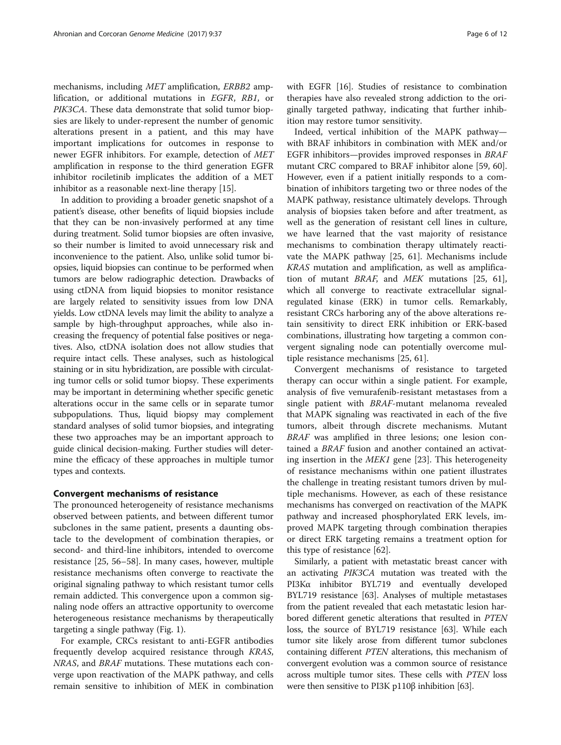mechanisms, including *MET* amplification, *ERBB2* amplification, or additional mutations in *EGFR*, *RB1*, or *PIK3CA*. These data demonstrate that solid tumor biopsies are likely to under-represent the number of genomic alterations present in a patient, and this may have important implications for outcomes in response to newer EGFR inhibitors. For example, detection of *MET* amplification in response to the third generation EGFR inhibitor rociletinib implicates the addition of a MET inhibitor as a reasonable next-line therapy [15].

In addition to providing a broader genetic snapshot of a patient's disease, other benefits of liquid biopsies include that they can be non-invasively performed at any time during treatment. Solid tumor biopsies are often invasive, so their number is limited to avoid unnecessary risk and inconvenience to the patient. Also, unlike solid tumor biopsies, liquid biopsies can continue to be performed when tumors are below radiographic detection. Drawbacks of using ctDNA from liquid biopsies to monitor resistance are largely related to sensitivity issues from low DNA yields. Low ctDNA levels may limit the ability to analyze a sample by high-throughput approaches, while also increasing the frequency of potential false positives or negatives. Also, ctDNA isolation does not allow studies that require intact cells. These analyses, such as histological staining or in situ hybridization, are possible with circulating tumor cells or solid tumor biopsy. These experiments may be important in determining whether specific genetic alterations occur in the same cells or in separate tumor subpopulations. Thus, liquid biopsy may complement standard analyses of solid tumor biopsies, and integrating these two approaches may be an important approach to guide clinical decision-making. Further studies will determine the efficacy of these approaches in multiple tumor types and contexts.

## Convergent mechanisms of resistance

The pronounced heterogeneity of resistance mechanisms observed between patients, and between different tumor subclones in the same patient, presents a daunting obstacle to the development of combination therapies, or second- and third-line inhibitors, intended to overcome resistance [25, 56–58]. In many cases, however, multiple resistance mechanisms often converge to reactivate the original signaling pathway to which resistant tumor cells remain addicted. This convergence upon a common signaling node offers an attractive opportunity to overcome heterogeneous resistance mechanisms by therapeutically targeting a single pathway (Fig. 1).

For example, CRCs resistant to anti-EGFR antibodies frequently develop acquired resistance through *KRAS*, *NRAS*, and *BRAF* mutations. These mutations each converge upon reactivation of the MAPK pathway, and cells remain sensitive to inhibition of MEK in combination with EGFR [16]. Studies of resistance to combination therapies have also revealed strong addiction to the originally targeted pathway, indicating that further inhibition may restore tumor sensitivity.

Indeed, vertical inhibition of the MAPK pathway—with BRAF inhibitors in combination with MEK and/or EGFR inhibitors—provides improved responses in *BRAF* mutant CRC compared to BRAF inhibitor alone [59, 60]. However, even if a patient initially responds to a combination of inhibitors targeting two or three nodes of the MAPK pathway, resistance ultimately develops. Through analysis of biopsies taken before and after treatment, as well as the generation of resistant cell lines in culture, we have learned that the vast majority of resistance mechanisms to combination therapy ultimately reactivate the MAPK pathway [25, 61]. Mechanisms include *KRAS* mutation and amplification, as well as amplification of mutant *BRAF*, and *MEK* mutations [25, 61], which all converge to reactivate extracellular signal-regulated kinase (ERK) in tumor cells. Remarkably, resistant CRCs harboring any of the above alterations retain sensitivity to direct ERK inhibition or ERK-based combinations, illustrating how targeting a common convergent signaling node can potentially overcome multiple resistance mechanisms [25, 61].

Convergent mechanisms of resistance to targeted therapy can occur within a single patient. For example, analysis of five vemurafenib-resistant metastases from a single patient with *BRAF*-mutant melanoma revealed that MAPK signaling was reactivated in each of the five tumors, albeit through discrete mechanisms. Mutant *BRAF* was amplified in three lesions; one lesion contained a *BRAF* fusion and another contained an activating insertion in the *MEK1* gene [23]. This heterogeneity of resistance mechanisms within one patient illustrates the challenge in treating resistant tumors driven by multiple mechanisms. However, as each of these resistance mechanisms has converged on reactivation of the MAPK pathway and increased phosphorylated ERK levels, improved MAPK targeting through combination therapies or direct ERK targeting remains a treatment option for this type of resistance [62].

Similarly, a patient with metastatic breast cancer with an activating *PIK3CA* mutation was treated with the PI3Kα inhibitor BYL719 and eventually developed BYL719 resistance [63]. Analyses of multiple metastases from the patient revealed that each metastatic lesion harbored different genetic alterations that resulted in *PTEN* loss, the source of BYL719 resistance [63]. While each tumor site likely arose from different tumor subclones containing different *PTEN* alterations, this mechanism of convergent evolution was a common source of resistance across multiple tumor sites. These cells with *PTEN* loss were then sensitive to PI3K p110β inhibition [63].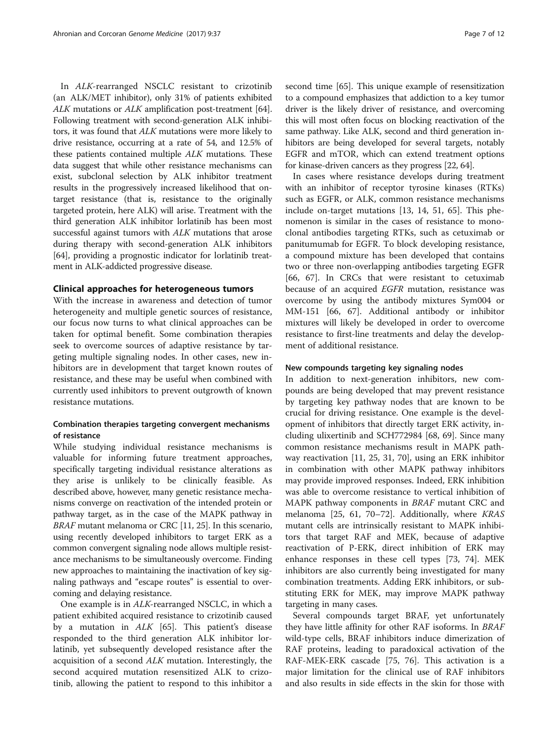In *ALK*-rearranged NSCLC resistant to crizotinib (an ALK/MET inhibitor), only 31% of patients exhibited *ALK* mutations or *ALK* amplification post-treatment [64]. Following treatment with second-generation ALK inhibitors, it was found that *ALK* mutations were more likely to drive resistance, occurring at a rate of 54, and 12.5% of these patients contained multiple *ALK* mutations. These data suggest that while other resistance mechanisms can exist, subclonal selection by ALK inhibitor treatment results in the progressively increased likelihood that on-target resistance (that is, resistance to the originally targeted protein, here ALK) will arise. Treatment with the third generation ALK inhibitor lorlatinib has been most successful against tumors with *ALK* mutations that arose during therapy with second-generation ALK inhibitors [64], providing a prognostic indicator for lorlatinib treatment in ALK-addicted progressive disease.

## Clinical approaches for heterogeneous tumors

With the increase in awareness and detection of tumor heterogeneity and multiple genetic sources of resistance, our focus now turns to what clinical approaches can be taken for optimal benefit. Some combination therapies seek to overcome sources of adaptive resistance by targeting multiple signaling nodes. In other cases, new inhibitors are in development that target known routes of resistance, and these may be useful when combined with currently used inhibitors to prevent outgrowth of known resistance mutations.

### Combination therapies targeting convergent mechanisms of resistance

While studying individual resistance mechanisms is valuable for informing future treatment approaches, specifically targeting individual resistance alterations as they arise is unlikely to be clinically feasible. As described above, however, many genetic resistance mechanisms converge on reactivation of the intended protein or pathway target, as in the case of the MAPK pathway in *BRAF* mutant melanoma or CRC [11, 25]. In this scenario, using recently developed inhibitors to target ERK as a common convergent signaling node allows multiple resistance mechanisms to be simultaneously overcome. Finding new approaches to maintaining the inactivation of key signaling pathways and "escape routes" is essential to overcoming and delaying resistance.

One example is in *ALK*-rearranged NSCLC, in which a patient exhibited acquired resistance to crizotinib caused by a mutation in *ALK* [65]. This patient's disease responded to the third generation ALK inhibitor lorlatinib, yet subsequently developed resistance after the acquisition of a second *ALK* mutation. Interestingly, the second acquired mutation resensitized ALK to crizotinib, allowing the patient to respond to this inhibitor a second time [65]. This unique example of resensitization to a compound emphasizes that addiction to a key tumor driver is the likely driver of resistance, and overcoming this will most often focus on blocking reactivation of the same pathway. Like ALK, second and third generation inhibitors are being developed for several targets, notably EGFR and mTOR, which can extend treatment options for kinase-driven cancers as they progress [22, 64].

In cases where resistance develops during treatment with an inhibitor of receptor tyrosine kinases (RTKs) such as EGFR, or ALK, common resistance mechanisms include on-target mutations [13, 14, 51, 65]. This phenomenon is similar in the cases of resistance to monoclonal antibodies targeting RTKs, such as cetuximab or panitumumab for EGFR. To block developing resistance, a compound mixture has been developed that contains two or three non-overlapping antibodies targeting EGFR [66, 67]. In CRCs that were resistant to cetuximab because of an acquired *EGFR* mutation, resistance was overcome by using the antibody mixtures Sym004 or MM-151 [66, 67]. Additional antibody or inhibitor mixtures will likely be developed in order to overcome resistance to first-line treatments and delay the development of additional resistance.

### New compounds targeting key signaling nodes

In addition to next-generation inhibitors, new compounds are being developed that may prevent resistance by targeting key pathway nodes that are known to be crucial for driving resistance. One example is the development of inhibitors that directly target ERK activity, including ulixertinib and SCH772984 [68, 69]. Since many common resistance mechanisms result in MAPK pathway reactivation [11, 25, 31, 70], using an ERK inhibitor in combination with other MAPK pathway inhibitors may provide improved responses. Indeed, ERK inhibition was able to overcome resistance to vertical inhibition of MAPK pathway components in *BRAF* mutant CRC and melanoma [25, 61, 70–72]. Additionally, where *KRAS* mutant cells are intrinsically resistant to MAPK inhibitors that target RAF and MEK, because of adaptive reactivation of P-ERK, direct inhibition of ERK may enhance responses in these cell types [73, 74]. MEK inhibitors are also currently being investigated for many combination treatments. Adding ERK inhibitors, or substituting ERK for MEK, may improve MAPK pathway targeting in many cases.

Several compounds target BRAF, yet unfortunately they have little affinity for other RAF isoforms. In *BRAF* wild-type cells, BRAF inhibitors induce dimerization of RAF proteins, leading to paradoxical activation of the RAF-MEK-ERK cascade [75, 76]. This activation is a major limitation for the clinical use of RAF inhibitors and also results in side effects in the skin for those with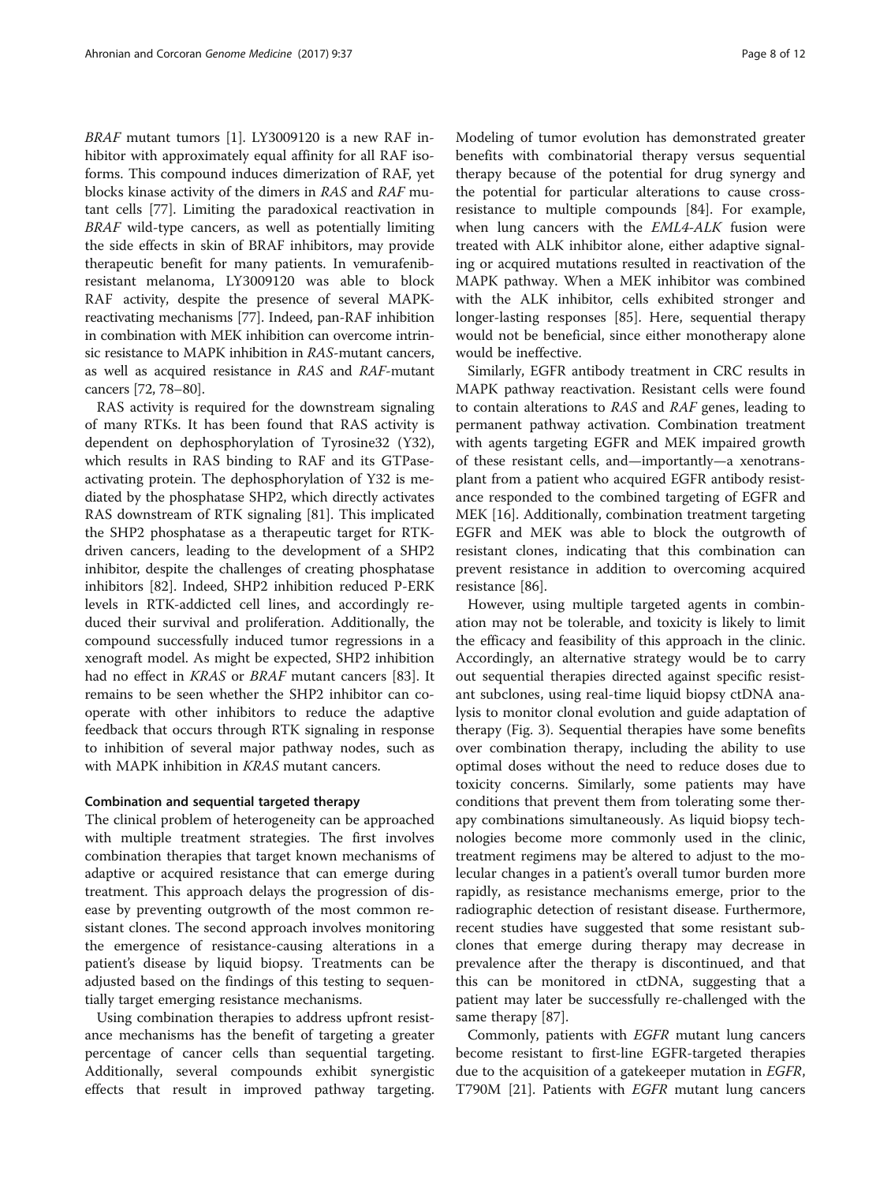*BRAF* mutant tumors [1]. LY3009120 is a new RAF inhibitor with approximately equal affinity for all RAF isoforms. This compound induces dimerization of RAF, yet blocks kinase activity of the dimers in *RAS* and *RAF* mutant cells [77]. Limiting the paradoxical reactivation in *BRAF* wild-type cancers, as well as potentially limiting the side effects in skin of BRAF inhibitors, may provide therapeutic benefit for many patients. In vemurafenib-resistant melanoma, LY3009120 was able to block RAF activity, despite the presence of several MAPK-reactivating mechanisms [77]. Indeed, pan-RAF inhibition in combination with MEK inhibition can overcome intrinsic resistance to MAPK inhibition in *RAS*-mutant cancers, as well as acquired resistance in *RAS* and *RAF*-mutant cancers [72, 78–80].

RAS activity is required for the downstream signaling of many RTKs. It has been found that RAS activity is dependent on dephosphorylation of Tyrosine32 (Y32), which results in RAS binding to RAF and its GTPase-activating protein. The dephosphorylation of Y32 is mediated by the phosphatase SHP2, which directly activates RAS downstream of RTK signaling [81]. This implicated the SHP2 phosphatase as a therapeutic target for RTK-driven cancers, leading to the development of a SHP2 inhibitor, despite the challenges of creating phosphatase inhibitors [82]. Indeed, SHP2 inhibition reduced P-ERK levels in RTK-addicted cell lines, and accordingly reduced their survival and proliferation. Additionally, the compound successfully induced tumor regressions in a xenograft model. As might be expected, SHP2 inhibition had no effect in *KRAS* or *BRAF* mutant cancers [83]. It remains to be seen whether the SHP2 inhibitor can cooperate with other inhibitors to reduce the adaptive feedback that occurs through RTK signaling in response to inhibition of several major pathway nodes, such as with MAPK inhibition in *KRAS* mutant cancers.

### Combination and sequential targeted therapy

The clinical problem of heterogeneity can be approached with multiple treatment strategies. The first involves combination therapies that target known mechanisms of adaptive or acquired resistance that can emerge during treatment. This approach delays the progression of disease by preventing outgrowth of the most common resistant clones. The second approach involves monitoring the emergence of resistance-causing alterations in a patient's disease by liquid biopsy. Treatments can be adjusted based on the findings of this testing to sequentially target emerging resistance mechanisms.

Using combination therapies to address upfront resistance mechanisms has the benefit of targeting a greater percentage of cancer cells than sequential targeting. Additionally, several compounds exhibit synergistic effects that result in improved pathway targeting. Modeling of tumor evolution has demonstrated greater benefits with combinatorial therapy versus sequential therapy because of the potential for drug synergy and the potential for particular alterations to cause cross-resistance to multiple compounds [84]. For example, when lung cancers with the *EML4-ALK* fusion were treated with ALK inhibitor alone, either adaptive signaling or acquired mutations resulted in reactivation of the MAPK pathway. When a MEK inhibitor was combined with the ALK inhibitor, cells exhibited stronger and longer-lasting responses [85]. Here, sequential therapy would not be beneficial, since either monotherapy alone would be ineffective.

Similarly, EGFR antibody treatment in CRC results in MAPK pathway reactivation. Resistant cells were found to contain alterations to *RAS* and *RAF* genes, leading to permanent pathway activation. Combination treatment with agents targeting EGFR and MEK impaired growth of these resistant cells, and—importantly—a xenotransplant from a patient who acquired EGFR antibody resistance responded to the combined targeting of EGFR and MEK [16]. Additionally, combination treatment targeting EGFR and MEK was able to block the outgrowth of resistant clones, indicating that this combination can prevent resistance in addition to overcoming acquired resistance [86].

However, using multiple targeted agents in combination may not be tolerable, and toxicity is likely to limit the efficacy and feasibility of this approach in the clinic. Accordingly, an alternative strategy would be to carry out sequential therapies directed against specific resistant subclones, using real-time liquid biopsy ctDNA analysis to monitor clonal evolution and guide adaptation of therapy (Fig. 3). Sequential therapies have some benefits over combination therapy, including the ability to use optimal doses without the need to reduce doses due to toxicity concerns. Similarly, some patients may have conditions that prevent them from tolerating some therapy combinations simultaneously. As liquid biopsy technologies become more commonly used in the clinic, treatment regimens may be altered to adjust to the molecular changes in a patient's overall tumor burden more rapidly, as resistance mechanisms emerge, prior to the radiographic detection of resistant disease. Furthermore, recent studies have suggested that some resistant subclones that emerge during therapy may decrease in prevalence after the therapy is discontinued, and that this can be monitored in ctDNA, suggesting that a patient may later be successfully re-challenged with the same therapy [87].

Commonly, patients with *EGFR* mutant lung cancers become resistant to first-line EGFR-targeted therapies due to the acquisition of a gatekeeper mutation in *EGFR*, T790M [21]. Patients with *EGFR* mutant lung cancers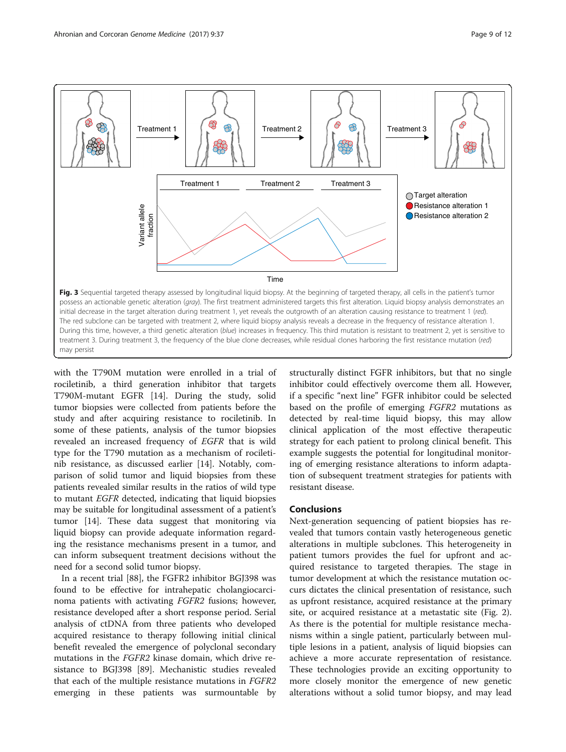**Fig. 3** Sequential targeted therapy assessed by longitudinal liquid biopsy. At the beginning of targeted therapy, all cells in the patient's tumor possess an actionable genetic alteration (*gray*). The first treatment administered targets this first alteration. Liquid biopsy analysis demonstrates an initial decrease in the target alteration during treatment 1, yet reveals the outgrowth of an alteration causing resistance to treatment 1 (*red*). The red subclone can be targeted with treatment 2, where liquid biopsy analysis reveals a decrease in the frequency of resistance alteration 1. During this time, however, a third genetic alteration (*blue*) increases in frequency. This third mutation is resistant to treatment 2, yet is sensitive to treatment 3. During treatment 3, the frequency of the blue clone decreases, while residual clones harboring the first resistance mutation (*red*) may persist

with the T790M mutation were enrolled in a trial of rociletinib, a third generation inhibitor that targets T790M-mutant EGFR [14]. During the study, solid tumor biopsies were collected from patients before the study and after acquiring resistance to rociletinib. In some of these patients, analysis of the tumor biopsies revealed an increased frequency of *EGFR* that is wild type for the T790 mutation as a mechanism of rociletinib resistance, as discussed earlier [14]. Notably, comparison of solid tumor and liquid biopsies from these patients revealed similar results in the ratios of wild type to mutant *EGFR* detected, indicating that liquid biopsies may be suitable for longitudinal assessment of a patient's tumor [14]. These data suggest that monitoring via liquid biopsy can provide adequate information regarding the resistance mechanisms present in a tumor, and can inform subsequent treatment decisions without the need for a second solid tumor biopsy.

In a recent trial [88], the FGFR2 inhibitor BGJ398 was found to be effective for intrahepatic cholangiocarcinoma patients with activating *FGFR2* fusions; however, resistance developed after a short response period. Serial analysis of ctDNA from three patients who developed acquired resistance to therapy following initial clinical benefit revealed the emergence of polyclonal secondary mutations in the *FGFR2* kinase domain, which drive resistance to BGJ398 [89]. Mechanistic studies revealed that each of the multiple resistance mutations in *FGFR2* emerging in these patients was surmountable by structurally distinct FGFR inhibitors, but that no single inhibitor could effectively overcome them all. However, if a specific "next line" FGFR inhibitor could be selected based on the profile of emerging *FGFR2* mutations as detected by real-time liquid biopsy, this may allow clinical application of the most effective therapeutic strategy for each patient to prolong clinical benefit. This example suggests the potential for longitudinal monitoring of emerging resistance alterations to inform adaptation of subsequent treatment strategies for patients with resistant disease.

## Conclusions

Next-generation sequencing of patient biopsies has revealed that tumors contain vastly heterogeneous genetic alterations in multiple subclones. This heterogeneity in patient tumors provides the fuel for upfront and acquired resistance to targeted therapies. The stage in tumor development at which the resistance mutation occurs dictates the clinical presentation of resistance, such as upfront resistance, acquired resistance at the primary site, or acquired resistance at a metastatic site (Fig. 2). As there is the potential for multiple resistance mechanisms within a single patient, particularly between multiple lesions in a patient, analysis of liquid biopsies can achieve a more accurate representation of resistance. These technologies provide an exciting opportunity to more closely monitor the emergence of new genetic alterations without a solid tumor biopsy, and may lead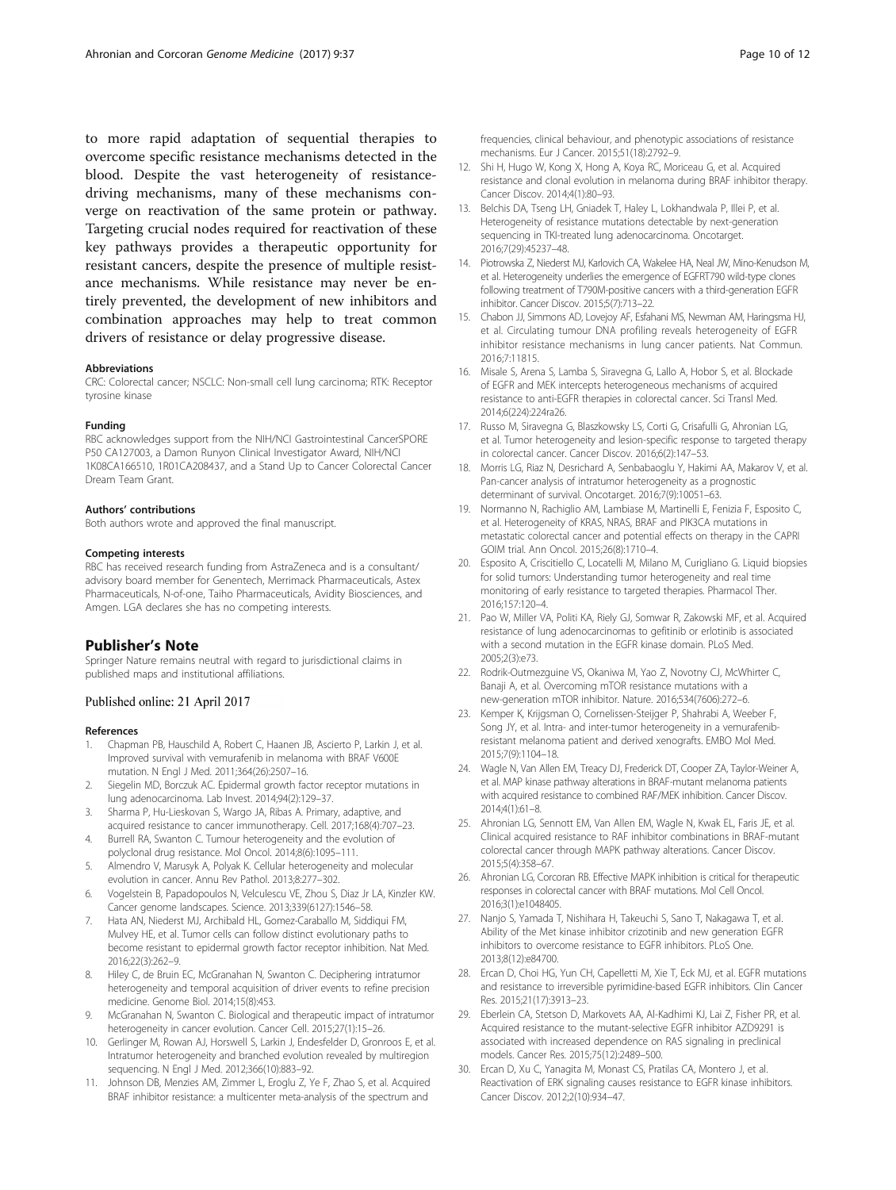to more rapid adaptation of sequential therapies to overcome specific resistance mechanisms detected in the blood. Despite the vast heterogeneity of resistance-driving mechanisms, many of these mechanisms converge on reactivation of the same protein or pathway. Targeting crucial nodes required for reactivation of these key pathways provides a therapeutic opportunity for resistant cancers, despite the presence of multiple resistance mechanisms. While resistance may never be entirely prevented, the development of new inhibitors and combination approaches may help to treat common drivers of resistance or delay progressive disease.

#### Abbreviations

CRC: Colorectal cancer; NSCLC: Non-small cell lung carcinoma; RTK: Receptor tyrosine kinase

#### Funding

RBC acknowledges support from the NIH/NCI Gastrointestinal CancerSPORE P50 CA127003, a Damon Runyon Clinical Investigator Award, NIH/NCI 1K08CA166510, 1R01CA208437, and a Stand Up to Cancer Colorectal Cancer Dream Team Grant.

#### Authors' contributions

Both authors wrote and approved the final manuscript.

#### Competing interests

RBC has received research funding from AstraZeneca and is a consultant/advisory board member for Genentech, Merrimack Pharmaceuticals, Astex Pharmaceuticals, N-of-one, Taiho Pharmaceuticals, Avidity Biosciences, and Amgen. LGA declares she has no competing interests.

## Publisher's Note

Springer Nature remains neutral with regard to jurisdictional claims in published maps and institutional affiliations.

Published online: 21 April 2017

#### References

1. Chapman PB, Hauschild A, Robert C, Haanen JB, Ascierto P, Larkin J, et al. Improved survival with vemurafenib in melanoma with BRAF V600E mutation. N Engl J Med. 2011;364(26):2507–16.
2. Siegelin MD, Borczuk AC. Epidermal growth factor receptor mutations in lung adenocarcinoma. Lab Invest. 2014;94(2):129–37.
3. Sharma P, Hu-Lieskovan S, Wargo JA, Ribas A. Primary, adaptive, and acquired resistance to cancer immunotherapy. Cell. 2017;168(4):707–23.
4. Burrell RA, Swanton C. Tumour heterogeneity and the evolution of polyclonal drug resistance. Mol Oncol. 2014;8(6):1095–111.
5. Almendro V, Marusyk A, Polyak K. Cellular heterogeneity and molecular evolution in cancer. Annu Rev Pathol. 2013;8:277–302.
6. Vogelstein B, Papadopoulos N, Velculescu VE, Zhou S, Diaz Jr LA, Kinzler KW. Cancer genome landscapes. Science. 2013;339(6127):1546–58.
7. Hata AN, Niederst MJ, Archibald HL, Gomez-Caraballo M, Siddiqui FM, Mulvey HE, et al. Tumor cells can follow distinct evolutionary paths to become resistant to epidermal growth factor receptor inhibition. Nat Med. 2016;22(3):262–9.
8. Hiley C, de Bruin EC, McGranahan N, Swanton C. Deciphering intratumor heterogeneity and temporal acquisition of driver events to refine precision medicine. Genome Biol. 2014;15(8):453.
9. McGranahan N, Swanton C. Biological and therapeutic impact of intratumor heterogeneity in cancer evolution. Cancer Cell. 2015;27(1):15–26.
10. Gerlinger M, Rowan AJ, Horswell S, Larkin J, Endesfelder D, Gronroos E, et al. Intratumor heterogeneity and branched evolution revealed by multiregion sequencing. N Engl J Med. 2012;366(10):883–92.
11. Johnson DB, Menzies AM, Zimmer L, Eroglu Z, Ye F, Zhao S, et al. Acquired BRAF inhibitor resistance: a multicenter meta-analysis of the spectrum and frequencies, clinical behaviour, and phenotypic associations of resistance mechanisms. Eur J Cancer. 2015;51(18):2792–9.
12. Shi H, Hugo W, Kong X, Hong A, Koya RC, Moriceau G, et al. Acquired resistance and clonal evolution in melanoma during BRAF inhibitor therapy. Cancer Discov. 2014;4(1):80–93.
13. Belchis DA, Tseng LH, Gniadek T, Haley L, Lokhandwala P, Illei P, et al. Heterogeneity of resistance mutations detectable by next-generation sequencing in TKI-treated lung adenocarcinoma. Oncotarget. 2016;7(29):45237–48.
14. Piotrowska Z, Niederst MJ, Karlovich CA, Wakelee HA, Neal JW, Mino-Kenudson M, et al. Heterogeneity underlies the emergence of EGFRT790 wild-type clones following treatment of T790M-positive cancers with a third-generation EGFR inhibitor. Cancer Discov. 2015;5(7):713–22.
15. Chabon JJ, Simmons AD, Lovejoy AF, Esfahani MS, Newman AM, Haringsma HJ, et al. Circulating tumour DNA profiling reveals heterogeneity of EGFR inhibitor resistance mechanisms in lung cancer patients. Nat Commun. 2016;7:11815.
16. Misale S, Arena S, Lamba S, Siravegna G, Lallo A, Hobor S, et al. Blockade of EGFR and MEK intercepts heterogeneous mechanisms of acquired resistance to anti-EGFR therapies in colorectal cancer. Sci Transl Med. 2014;6(224):224ra26.
17. Russo M, Siravegna G, Blaszkowsky LS, Corti G, Crisafulli G, Ahronian LG, et al. Tumor heterogeneity and lesion-specific response to targeted therapy in colorectal cancer. Cancer Discov. 2016;6(2):147–53.
18. Morris LG, Riaz N, Desrichard A, Senbabaoglu Y, Hakimi AA, Makarov V, et al. Pan-cancer analysis of intratumor heterogeneity as a prognostic determinant of survival. Oncotarget. 2016;7(9):10051–63.
19. Normanno N, Rachiglio AM, Lambiase M, Martinelli E, Fenizia F, Esposito C, et al. Heterogeneity of KRAS, NRAS, BRAF and PIK3CA mutations in metastatic colorectal cancer and potential effects on therapy in the CAPRI GOIM trial. Ann Oncol. 2015;26(8):1710–4.
20. Esposito A, Criscitiello C, Locatelli M, Milano M, Curigliano G. Liquid biopsies for solid tumors: Understanding tumor heterogeneity and real time monitoring of early resistance to targeted therapies. Pharmacol Ther. 2016;157:120–4.
21. Pao W, Miller VA, Politi KA, Riely GJ, Somwar R, Zakowski MF, et al. Acquired resistance of lung adenocarcinomas to gefitinib or erlotinib is associated with a second mutation in the EGFR kinase domain. PLoS Med. 2005;2(3):e73.
22. Rodrik-Outmezguine VS, Okaniwa M, Yao Z, Novotny CJ, McWhirter C, Banaji A, et al. Overcoming mTOR resistance mutations with a new-generation mTOR inhibitor. Nature. 2016;534(7606):272–6.
23. Kemper K, Krijgsman O, Cornelissen-Steijger P, Shahrabi A, Weeber F, Song JY, et al. Intra- and inter-tumor heterogeneity in a vemurafenib-resistant melanoma patient and derived xenografts. EMBO Mol Med. 2015;7(9):1104–18.
24. Wagle N, Van Allen EM, Treacy DJ, Frederick DT, Cooper ZA, Taylor-Weiner A, et al. MAP kinase pathway alterations in BRAF-mutant melanoma patients with acquired resistance to combined RAF/MEK inhibition. Cancer Discov. 2014;4(1):61–8.
25. Ahronian LG, Sennott EM, Van Allen EM, Wagle N, Kwak EL, Faris JE, et al. Clinical acquired resistance to RAF inhibitor combinations in BRAF-mutant colorectal cancer through MAPK pathway alterations. Cancer Discov. 2015;5(4):358–67.
26. Ahronian LG, Corcoran RB. Effective MAPK inhibition is critical for therapeutic responses in colorectal cancer with BRAF mutations. Mol Cell Oncol. 2016;3(1):e1048405.
27. Nanjo S, Yamada T, Nishihara H, Takeuchi S, Sano T, Nakagawa T, et al. Ability of the Met kinase inhibitor crizotinib and new generation EGFR inhibitors to overcome resistance to EGFR inhibitors. PLoS One. 2013;8(12):e84700.
28. Ercan D, Choi HG, Yun CH, Capelletti M, Xie T, Eck MJ, et al. EGFR mutations and resistance to irreversible pyrimidine-based EGFR inhibitors. Clin Cancer Res. 2015;21(17):3913–23.
29. Eberlein CA, Stetson D, Markovets AA, Al-Kadhimi KJ, Lai Z, Fisher PR, et al. Acquired resistance to the mutant-selective EGFR inhibitor AZD9291 is associated with increased dependence on RAS signaling in preclinical models. Cancer Res. 2015;75(12):2489–500.
30. Ercan D, Xu C, Yanagita M, Monast CS, Pratilas CA, Montero J, et al. Reactivation of ERK signaling causes resistance to EGFR kinase inhibitors. Cancer Discov. 2012;2(10):934–47.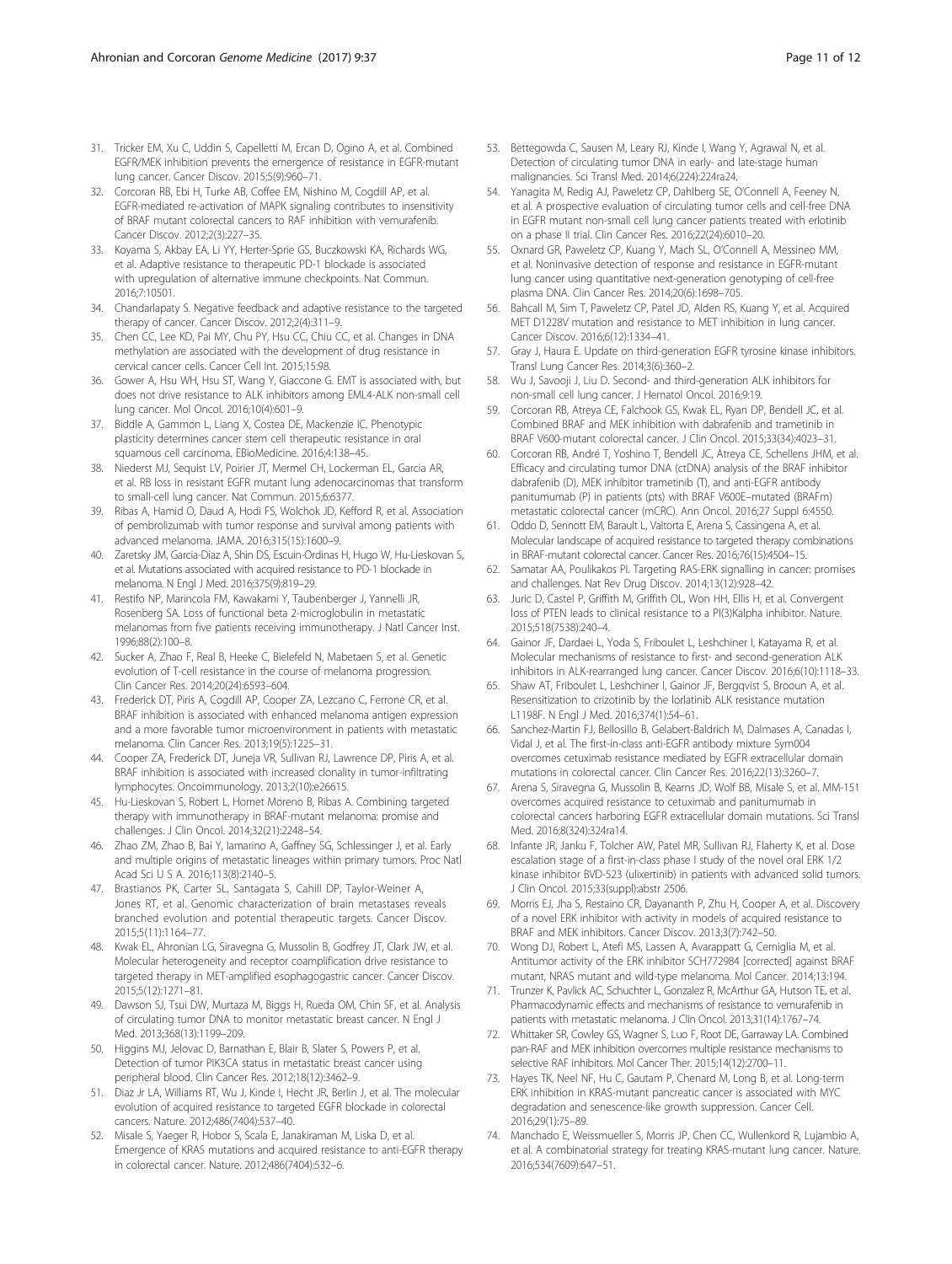31. Tricker EM, Xu C, Uddin S, Capelletti M, Ercan D, Ogino A, et al. Combined EGFR/MEK inhibition prevents the emergence of resistance in EGFR-mutant lung cancer. Cancer Discov. 2015;5(9):960–71.
32. Corcoran RB, Ebi H, Turke AB, Coffee EM, Nishino M, Cogdill AP, et al. EGFR-mediated re-activation of MAPK signaling contributes to insensitivity of BRAF mutant colorectal cancers to RAF inhibition with vemurafenib. Cancer Discov. 2012;2(3):227–35.
33. Koyama S, Akbay EA, Li YY, Herter-Sprie GS, Buczkowski KA, Richards WG, et al. Adaptive resistance to therapeutic PD-1 blockade is associated with upregulation of alternative immune checkpoints. Nat Commun. 2016;7:10501.
34. Chandarlapaty S. Negative feedback and adaptive resistance to the targeted therapy of cancer. Cancer Discov. 2012;2(4):311–9.
35. Chen CC, Lee KD, Pai MY, Chu PY, Hsu CC, Chiu CC, et al. Changes in DNA methylation are associated with the development of drug resistance in cervical cancer cells. Cancer Cell Int. 2015;15:98.
36. Gower A, Hsu WH, Hsu ST, Wang Y, Giaccone G. EMT is associated with, but does not drive resistance to ALK inhibitors among EML4-ALK non-small cell lung cancer. Mol Oncol. 2016;10(4):601–9.
37. Biddle A, Gammon L, Liang X, Costea DE, Mackenzie IC. Phenotypic plasticity determines cancer stem cell therapeutic resistance in oral squamous cell carcinoma. EBioMedicine. 2016;4:138–45.
38. Niederst MJ, Sequist LV, Poirier JT, Mermel CH, Lockerman EL, Garcia AR, et al. RB loss in resistant EGFR mutant lung adenocarcinomas that transform to small-cell lung cancer. Nat Commun. 2015;6:6377.
39. Ribas A, Hamid O, Daud A, Hodi FS, Wolchok JD, Kefford R, et al. Association of pembrolizumab with tumor response and survival among patients with advanced melanoma. JAMA. 2016;315(15):1600–9.
40. Zaretsky JM, Garcia-Diaz A, Shin DS, Escuin-Ordinas H, Hugo W, Hu-Lieskovan S, et al. Mutations associated with acquired resistance to PD-1 blockade in melanoma. N Engl J Med. 2016;375(9):819–29.
41. Restifo NP, Marincola FM, Kawakami Y, Taubenberger J, Yannelli JR, Rosenberg SA. Loss of functional beta 2-microglobulin in metastatic melanomas from five patients receiving immunotherapy. J Natl Cancer Inst. 1996;88(2):100–8.
42. Sucker A, Zhao F, Real B, Heeke C, Bielefeld N, Mabetaen S, et al. Genetic evolution of T-cell resistance in the course of melanoma progression. Clin Cancer Res. 2014;20(24):6593–604.
43. Frederick DT, Piris A, Cogdill AP, Cooper ZA, Lezcano C, Ferrone CR, et al. BRAF inhibition is associated with enhanced melanoma antigen expression and a more favorable tumor microenvironment in patients with metastatic melanoma. Clin Cancer Res. 2013;19(5):1225–31.
44. Cooper ZA, Frederick DT, Juneja VR, Sullivan RJ, Lawrence DP, Piris A, et al. BRAF inhibition is associated with increased clonality in tumor-infiltrating lymphocytes. Oncoimmunology. 2013;2(10):e26615.
45. Hu-Lieskovan S, Robert L, Homet Moreno B, Ribas A. Combining targeted therapy with immunotherapy in BRAF-mutant melanoma: promise and challenges. J Clin Oncol. 2014;32(21):2248–54.
46. Zhao ZM, Zhao B, Bai Y, Iamarino A, Gaffney SG, Schlessinger J, et al. Early and multiple origins of metastatic lineages within primary tumors. Proc Natl Acad Sci U S A. 2016;113(8):2140–5.
47. Brastianos PK, Carter SL, Santagata S, Cahill DP, Taylor-Weiner A, Jones RT, et al. Genomic characterization of brain metastases reveals branched evolution and potential therapeutic targets. Cancer Discov. 2015;5(11):1164–77.
48. Kwak EL, Ahronian LG, Siravegna G, Mussolin B, Godfrey JT, Clark JW, et al. Molecular heterogeneity and receptor coamplification drive resistance to targeted therapy in MET-amplified esophagogastric cancer. Cancer Discov. 2015;5(12):1271–81.
49. Dawson SJ, Tsui DW, Murtaza M, Biggs H, Rueda OM, Chin SF, et al. Analysis of circulating tumor DNA to monitor metastatic breast cancer. N Engl J Med. 2013;368(13):1199–209.
50. Higgins MJ, Jelovac D, Barnathan E, Blair B, Slater S, Powers P, et al. Detection of tumor PIK3CA status in metastatic breast cancer using peripheral blood. Clin Cancer Res. 2012;18(12):3462–9.
51. Diaz Jr LA, Williams RT, Wu J, Kinde I, Hecht JR, Berlin J, et al. The molecular evolution of acquired resistance to targeted EGFR blockade in colorectal cancers. Nature. 2012;486(7404):537–40.
52. Misale S, Yaeger R, Hobor S, Scala E, Janakiraman M, Liska D, et al. Emergence of KRAS mutations and acquired resistance to anti-EGFR therapy in colorectal cancer. Nature. 2012;486(7404):532–6.
53. Bettegowda C, Sausen M, Leary RJ, Kinde I, Wang Y, Agrawal N, et al. Detection of circulating tumor DNA in early- and late-stage human malignancies. Sci Transl Med. 2014;6(224):224ra24.
54. Yanagita M, Redig AJ, Paweletz CP, Dahlberg SE, O'Connell A, Feeney N, et al. A prospective evaluation of circulating tumor cells and cell-free DNA in EGFR mutant non-small cell lung cancer patients treated with erlotinib on a phase II trial. Clin Cancer Res. 2016;22(24):6010–20.
55. Oxnard GR, Paweletz CP, Kuang Y, Mach SL, O'Connell A, Messineo MM, et al. Noninvasive detection of response and resistance in EGFR-mutant lung cancer using quantitative next-generation genotyping of cell-free plasma DNA. Clin Cancer Res. 2014;20(6):1698–705.
56. Bahcall M, Sim T, Paweletz CP, Patel JD, Alden RS, Kuang Y, et al. Acquired MET D1228V mutation and resistance to MET inhibition in lung cancer. Cancer Discov. 2016;6(12):1334–41.
57. Gray J, Haura E. Update on third-generation EGFR tyrosine kinase inhibitors. Transl Lung Cancer Res. 2014;3(6):360–2.
58. Wu J, Savooji J, Liu D. Second- and third-generation ALK inhibitors for non-small cell lung cancer. J Hematol Oncol. 2016;9:19.
59. Corcoran RB, Atreya CE, Falchook GS, Kwak EL, Ryan DP, Bendell JC, et al. Combined BRAF and MEK inhibition with dabrafenib and trametinib in BRAF V600-mutant colorectal cancer. J Clin Oncol. 2015;33(34):4023–31.
60. Corcoran RB, André T, Yoshino T, Bendell JC, Atreya CE, Schellens JHM, et al. Efficacy and circulating tumor DNA (ctDNA) analysis of the BRAF inhibitor dabrafenib (D), MEK inhibitor trametinib (T), and anti-EGFR antibody panitumumab (P) in patients (pts) with BRAF V600E–mutated (BRAFm) metastatic colorectal cancer (mCRC). Ann Oncol. 2016;27 Suppl 6:4550.
61. Oddo D, Sennott EM, Barault L, Valtorta E, Arena S, Cassingena A, et al. Molecular landscape of acquired resistance to targeted therapy combinations in BRAF-mutant colorectal cancer. Cancer Res. 2016;76(15):4504–15.
62. Samatar AA, Poulikakos PI. Targeting RAS-ERK signalling in cancer: promises and challenges. Nat Rev Drug Discov. 2014;13(12):928–42.
63. Juric D, Castel P, Griffith M, Griffith OL, Won HH, Ellis H, et al. Convergent loss of PTEN leads to clinical resistance to a PI(3)Kalpha inhibitor. Nature. 2015;518(7538):240–4.
64. Gainor JF, Dardaei L, Yoda S, Friboulet L, Leshchiner I, Katayama R, et al. Molecular mechanisms of resistance to first- and second-generation ALK inhibitors in ALK-rearranged lung cancer. Cancer Discov. 2016;6(10):1118–33.
65. Shaw AT, Friboulet L, Leshchiner I, Gainor JF, Bergqvist S, Brooun A, et al. Resensitization to crizotinib by the lorlatinib ALK resistance mutation L1198F. N Engl J Med. 2016;374(1):54–61.
66. Sanchez-Martin FJ, Bellosillo B, Gelabert-Baldrich M, Dalmases A, Canadas I, Vidal J, et al. The first-in-class anti-EGFR antibody mixture Sym004 overcomes cetuximab resistance mediated by EGFR extracellular domain mutations in colorectal cancer. Clin Cancer Res. 2016;22(13):3260–7.
67. Arena S, Siravegna G, Mussolin B, Kearns JD, Wolf BB, Misale S, et al. MM-151 overcomes acquired resistance to cetuximab and panitumumab in colorectal cancers harboring EGFR extracellular domain mutations. Sci Transl Med. 2016;8(324):324ra14.
68. Infante JR, Janku F, Tolcher AW, Patel MR, Sullivan RJ, Flaherty K, et al. Dose escalation stage of a first-in-class phase I study of the novel oral ERK 1/2 kinase inhibitor BVD-523 (ulixertinib) in patients with advanced solid tumors. J Clin Oncol. 2015;33(suppl):abstr 2506.
69. Morris EJ, Jha S, Restaino CR, Dayananth P, Zhu H, Cooper A, et al. Discovery of a novel ERK inhibitor with activity in models of acquired resistance to BRAF and MEK inhibitors. Cancer Discov. 2013;3(7):742–50.
70. Wong DJ, Robert L, Atefi MS, Lassen A, Avarappatt G, Cerniglia M, et al. Antitumor activity of the ERK inhibitor SCH772984 [corrected] against BRAF mutant, NRAS mutant and wild-type melanoma. Mol Cancer. 2014;13:194.
71. Trunzer K, Pavlick AC, Schuchter L, Gonzalez R, McArthur GA, Hutson TE, et al. Pharmacodynamic effects and mechanisms of resistance to vemurafenib in patients with metastatic melanoma. J Clin Oncol. 2013;31(14):1767–74.
72. Whittaker SR, Cowley GS, Wagner S, Luo F, Root DE, Garraway LA. Combined pan-RAF and MEK inhibition overcomes multiple resistance mechanisms to selective RAF inhibitors. Mol Cancer Ther. 2015;14(12):2700–11.
73. Hayes TK, Neel NF, Hu C, Gautam P, Chenard M, Long B, et al. Long-term ERK inhibition in KRAS-mutant pancreatic cancer is associated with MYC degradation and senescence-like growth suppression. Cancer Cell. 2016;29(1):75–89.
74. Manchado E, Weissmueller S, Morris JP, Chen CC, Wullenkord R, Lujambio A, et al. A combinatorial strategy for treating KRAS-mutant lung cancer. Nature. 2016;534(7609):647–51.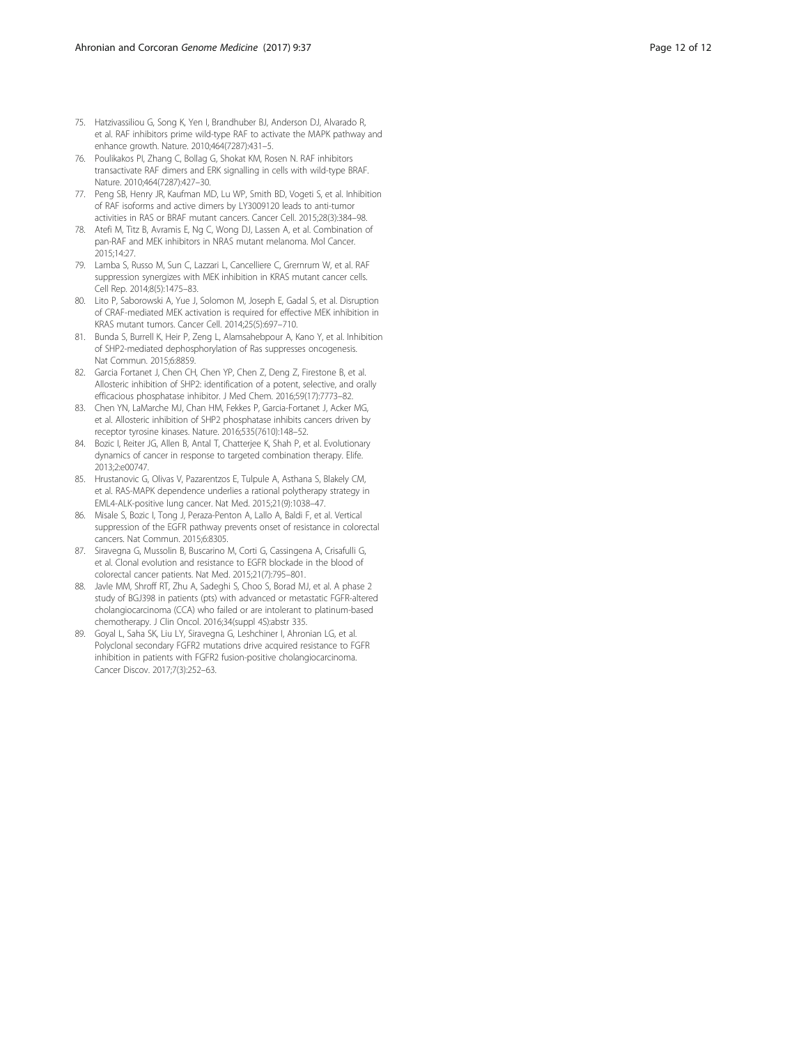75. Hatzivassiliou G, Song K, Yen I, Brandhuber BJ, Anderson DJ, Alvarado R, et al. RAF inhibitors prime wild-type RAF to activate the MAPK pathway and enhance growth. Nature. 2010;464(7287):431–5.
76. Poulikakos PI, Zhang C, Bollag G, Shokat KM, Rosen N. RAF inhibitors transactivate RAF dimers and ERK signalling in cells with wild-type BRAF. Nature. 2010;464(7287):427–30.
77. Peng SB, Henry JR, Kaufman MD, Lu WP, Smith BD, Vogeti S, et al. Inhibition of RAF isoforms and active dimers by LY3009120 leads to anti-tumor activities in RAS or BRAF mutant cancers. Cancer Cell. 2015;28(3):384–98.
78. Atefi M, Titz B, Avramis E, Ng C, Wong DJ, Lassen A, et al. Combination of pan-RAF and MEK inhibitors in NRAS mutant melanoma. Mol Cancer. 2015;14:27.
79. Lamba S, Russo M, Sun C, Lazzari L, Cancelliere C, Grernrum W, et al. RAF suppression synergizes with MEK inhibition in KRAS mutant cancer cells. Cell Rep. 2014;8(5):1475–83.
80. Lito P, Saborowski A, Yue J, Solomon M, Joseph E, Gadal S, et al. Disruption of CRAF-mediated MEK activation is required for effective MEK inhibition in KRAS mutant tumors. Cancer Cell. 2014;25(5):697–710.
81. Bunda S, Burrell K, Heir P, Zeng L, Alamsahebpour A, Kano Y, et al. Inhibition of SHP2-mediated dephosphorylation of Ras suppresses oncogenesis. Nat Commun. 2015;6:8859.
82. Garcia Fortanet J, Chen CH, Chen YP, Chen Z, Deng Z, Firestone B, et al. Allosteric inhibition of SHP2: identification of a potent, selective, and orally efficacious phosphatase inhibitor. J Med Chem. 2016;59(17):7773–82.
83. Chen YN, LaMarche MJ, Chan HM, Fekkes P, Garcia-Fortanet J, Acker MG, et al. Allosteric inhibition of SHP2 phosphatase inhibits cancers driven by receptor tyrosine kinases. Nature. 2016;535(7610):148–52.
84. Bozic I, Reiter JG, Allen B, Antal T, Chatterjee K, Shah P, et al. Evolutionary dynamics of cancer in response to targeted combination therapy. Elife. 2013;2:e00747.
85. Hrustanovic G, Olivas V, Pazarentzos E, Tulpule A, Asthana S, Blakely CM, et al. RAS-MAPK dependence underlies a rational polytherapy strategy in EML4-ALK-positive lung cancer. Nat Med. 2015;21(9):1038–47.
86. Misale S, Bozic I, Tong J, Peraza-Penton A, Lallo A, Baldi F, et al. Vertical suppression of the EGFR pathway prevents onset of resistance in colorectal cancers. Nat Commun. 2015;6:8305.
87. Siravegna G, Mussolin B, Buscarino M, Corti G, Cassingena A, Crisafulli G, et al. Clonal evolution and resistance to EGFR blockade in the blood of colorectal cancer patients. Nat Med. 2015;21(7):795–801.
88. Javle MM, Shroff RT, Zhu A, Sadeghi S, Choo S, Borad MJ, et al. A phase 2 study of BGJ398 in patients (pts) with advanced or metastatic FGFR-altered cholangiocarcinoma (CCA) who failed or are intolerant to platinum-based chemotherapy. J Clin Oncol. 2016;34(suppl 4S):abstr 335.
89. Goyal L, Saha SK, Liu LY, Siravegna G, Leshchiner I, Ahronian LG, et al. Polyclonal secondary FGFR2 mutations drive acquired resistance to FGFR inhibition in patients with FGFR2 fusion-positive cholangiocarcinoma. Cancer Discov. 2017;7(3):252–63.